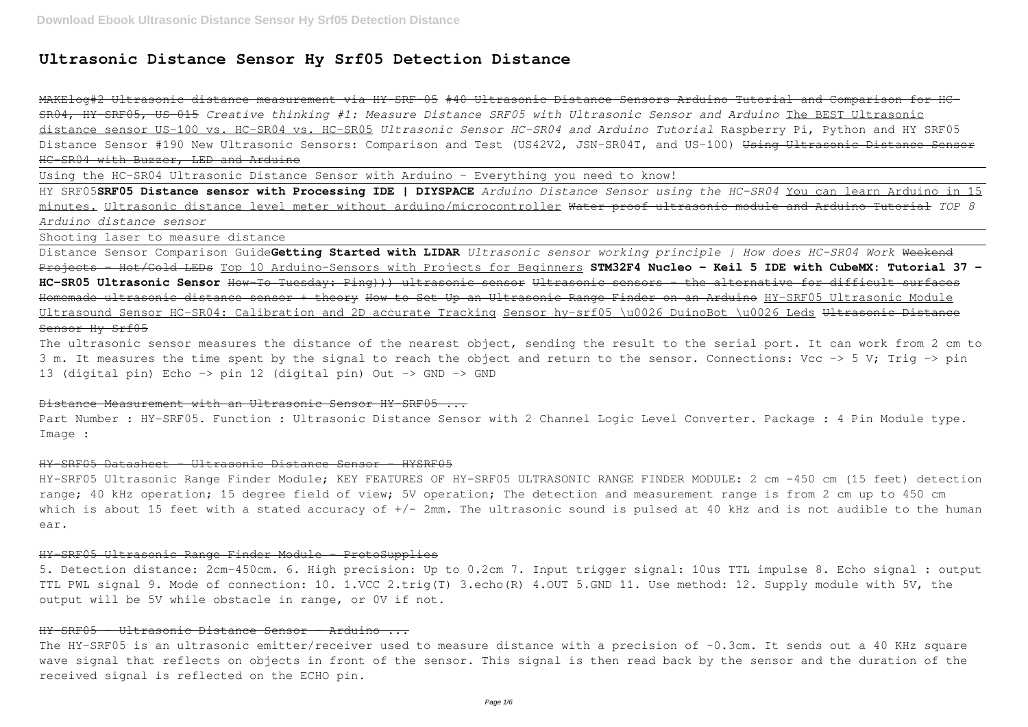# Ultrasonic Distance Sensor Hy Srf05 Detection Distance

~~MAKElog#2 Ultrasonic distance measurement via HY-SRF-05~~ ~~#40 Ultrasonic Distance Sensors Arduino Tutorial and Comparison for HC-SR04, HY-SRF05, US-015~~ *Creative thinking #1: Measure Distance SRF05 with Ultrasonic Sensor and Arduino* The BEST Ultrasonic distance sensor US-100 vs. HC-SR04 vs. HC-SR05 *Ultrasonic Sensor HC-SR04 and Arduino Tutorial* Raspberry Pi, Python and HY SRF05 Distance Sensor #190 New Ultrasonic Sensors: Comparison and Test (US42V2, JSN-SR04T, and US-100) ~~Using Ultrasonic Distance Sensor HC-SR04 with Buzzer, LED and Arduino~~

Using the HC-SR04 Ultrasonic Distance Sensor with Arduino - Everything you need to know!

HY SRF05 **SRF05 Distance sensor with Processing IDE | DIYSPACE** *Arduino Distance Sensor using the HC-SR04* You can learn Arduino in 15 minutes. Ultrasonic distance level meter without arduino/microcontroller ~~Water proof ultrasonic module and Arduino Tutorial~~ *TOP 8 Arduino distance sensor*

Shooting laser to measure distance

Distance Sensor Comparison Guide **Getting Started with LIDAR** *Ultrasonic sensor working principle | How does HC-SR04 Work* ~~Weekend Projects - Hot/Cold LEDs~~ Top 10 Arduino-Sensors with Projects for Beginners **STM32F4 Nucleo - Keil 5 IDE with CubeMX: Tutorial 37 - HC-SR05 Ultrasonic Sensor** ~~How-To Tuesday: Ping))) ultrasonic sensor~~ ~~Ultrasonic sensors - the alternative for difficult surfaces~~ ~~Homemade ultrasonic distance sensor + theory~~ ~~How to Set Up an Ultrasonic Range Finder on an Arduino~~ HY-SRF05 Ultrasonic Module Ultrasound Sensor HC-SR04: Calibration and 2D accurate Tracking Sensor hy-srf05 \u0026 DuinoBot \u0026 Leds ~~Ultrasonic Distance Sensor Hy Srf05~~

The ultrasonic sensor measures the distance of the nearest object, sending the result to the serial port. It can work from 2 cm to 3 m. It measures the time spent by the signal to reach the object and return to the sensor. Connections: Vcc -> 5 V; Trig -> pin 13 (digital pin) Echo -> pin 12 (digital pin) Out -> GND -> GND

~~Distance Measurement with an Ultrasonic Sensor HY-SRF05 ...~~

Part Number : HY-SRF05. Function : Ultrasonic Distance Sensor with 2 Channel Logic Level Converter. Package : 4 Pin Module type. Image :

~~HY-SRF05 Datasheet - Ultrasonic Distance Sensor - HYSRF05~~

HY-SRF05 Ultrasonic Range Finder Module; KEY FEATURES OF HY-SRF05 ULTRASONIC RANGE FINDER MODULE: 2 cm -450 cm (15 feet) detection range; 40 kHz operation; 15 degree field of view; 5V operation; The detection and measurement range is from 2 cm up to 450 cm which is about 15 feet with a stated accuracy of +/- 2mm. The ultrasonic sound is pulsed at 40 kHz and is not audible to the human ear.

~~HY-SRF05 Ultrasonic Range Finder Module - ProtoSupplies~~

5. Detection distance: 2cm-450cm. 6. High precision: Up to 0.2cm 7. Input trigger signal: 10us TTL impulse 8. Echo signal : output TTL PWL signal 9. Mode of connection: 10. 1.VCC 2.trig(T) 3.echo(R) 4.OUT 5.GND 11. Use method: 12. Supply module with 5V, the output will be 5V while obstacle in range, or 0V if not.

~~HY-SRF05 - Ultrasonic Distance Sensor - Arduino ...~~

The HY-SRF05 is an ultrasonic emitter/receiver used to measure distance with a precision of ~0.3cm. It sends out a 40 KHz square wave signal that reflects on objects in front of the sensor. This signal is then read back by the sensor and the duration of the received signal is reflected on the ECHO pin.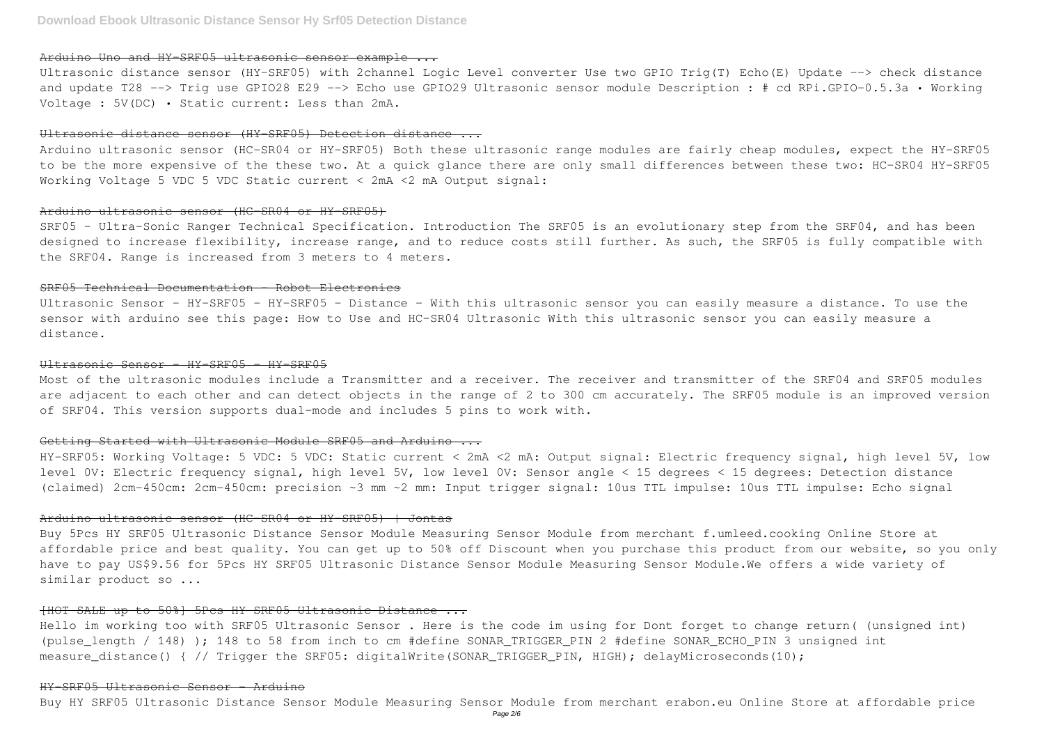## Arduino Uno and HY-SRF05 ultrasonic sensor example ...

Ultrasonic distance sensor (HY-SRF05) with 2channel Logic Level converter Use two GPIO Trig(T) Echo(E) Update --> check distance and update T28 --> Trig use GPIO28 E29 --> Echo use GPIO29 Ultrasonic sensor module Description : # cd RPi.GPIO-0.5.3a • Working Voltage : 5V(DC) • Static current: Less than 2mA.

## Ultrasonic distance sensor (HY-SRF05) Detection distance ...

Arduino ultrasonic sensor (HC-SR04 or HY-SRF05) Both these ultrasonic range modules are fairly cheap modules, expect the HY-SRF05 to be the more expensive of the these two. At a quick glance there are only small differences between these two: HC-SR04 HY-SRF05 Working Voltage 5 VDC 5 VDC Static current < 2mA <2 mA Output signal:

## Arduino ultrasonic sensor (HC-SR04 or HY-SRF05)

SRF05 - Ultra-Sonic Ranger Technical Specification. Introduction The SRF05 is an evolutionary step from the SRF04, and has been designed to increase flexibility, increase range, and to reduce costs still further. As such, the SRF05 is fully compatible with the SRF04. Range is increased from 3 meters to 4 meters.

## SRF05 Technical Documentation - Robot Electronics

Ultrasonic Sensor - HY-SRF05 - HY-SRF05 - Distance - With this ultrasonic sensor you can easily measure a distance. To use the sensor with arduino see this page: How to Use and HC-SR04 Ultrasonic With this ultrasonic sensor you can easily measure a distance.

## Ultrasonic Sensor - HY-SRF05 - HY-SRF05

Most of the ultrasonic modules include a Transmitter and a receiver. The receiver and transmitter of the SRF04 and SRF05 modules are adjacent to each other and can detect objects in the range of 2 to 300 cm accurately. The SRF05 module is an improved version of SRF04. This version supports dual-mode and includes 5 pins to work with.

## Getting Started with Ultrasonic Module SRF05 and Arduino ...

HY-SRF05: Working Voltage: 5 VDC: 5 VDC: Static current < 2mA <2 mA: Output signal: Electric frequency signal, high level 5V, low level 0V: Electric frequency signal, high level 5V, low level 0V: Sensor angle < 15 degrees < 15 degrees: Detection distance (claimed) 2cm-450cm: 2cm-450cm: precision ~3 mm ~2 mm: Input trigger signal: 10us TTL impulse: 10us TTL impulse: Echo signal

## Arduino ultrasonic sensor (HC-SR04 or HY-SRF05) | Jontas

Buy 5Pcs HY SRF05 Ultrasonic Distance Sensor Module Measuring Sensor Module from merchant f.umleed.cooking Online Store at affordable price and best quality. You can get up to 50% off Discount when you purchase this product from our website, so you only have to pay US$9.56 for 5Pcs HY SRF05 Ultrasonic Distance Sensor Module Measuring Sensor Module.We offers a wide variety of similar product so ...

## [HOT SALE up to 50%] 5Pcs HY SRF05 Ultrasonic Distance ...

Hello im working too with SRF05 Ultrasonic Sensor . Here is the code im using for Dont forget to change return( (unsigned int) (pulse_length / 148) ); 148 to 58 from inch to cm #define SONAR_TRIGGER_PIN 2 #define SONAR_ECHO_PIN 3 unsigned int measure_distance() { // Trigger the SRF05: digitalWrite(SONAR_TRIGGER_PIN, HIGH); delayMicroseconds(10);

## HY-SRF05 Ultrasonic Sensor - Arduino

Buy HY SRF05 Ultrasonic Distance Sensor Module Measuring Sensor Module from merchant erabon.eu Online Store at affordable price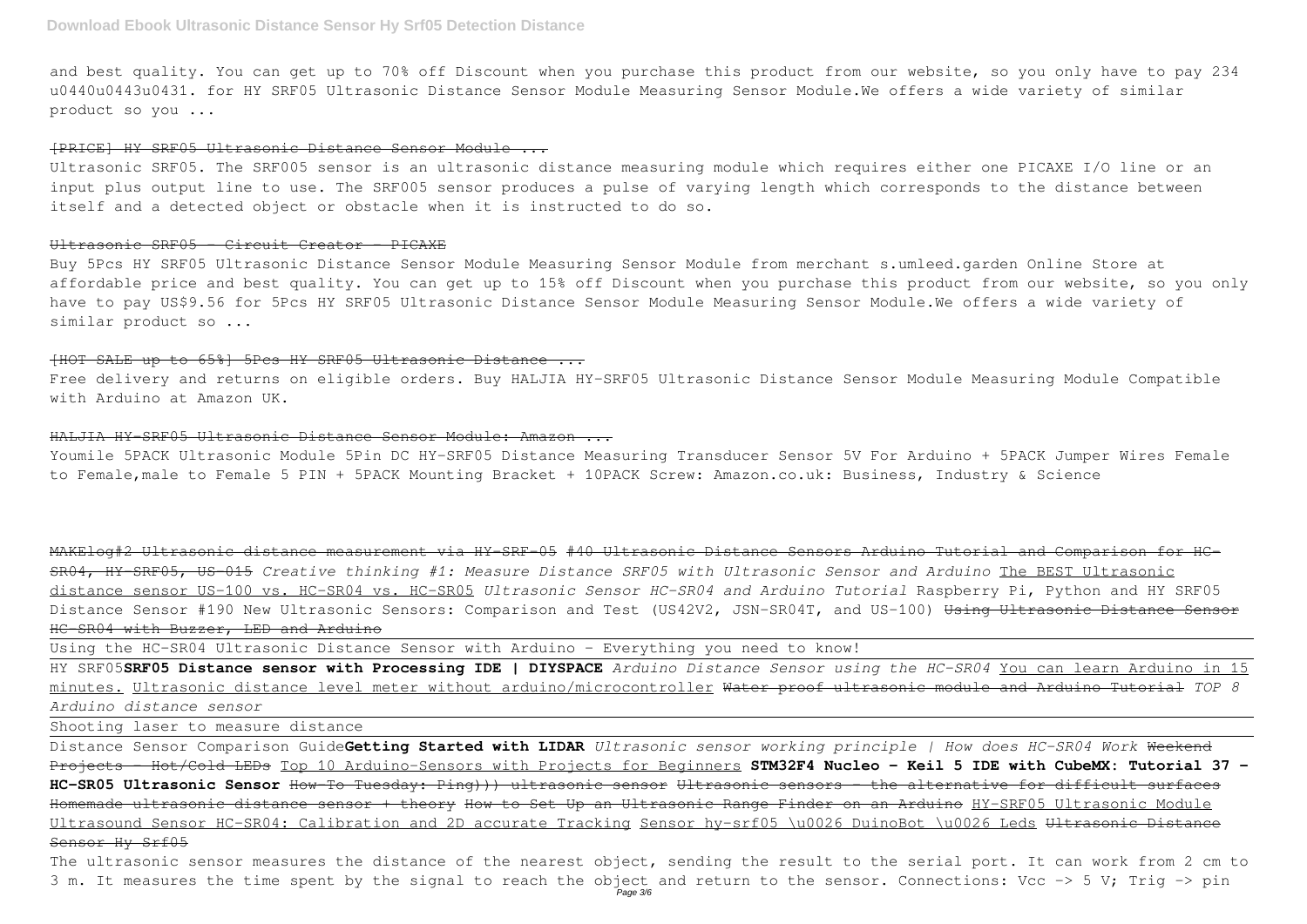and best quality. You can get up to 70% off Discount when you purchase this product from our website, so you only have to pay 234 u0440u0443u0431. for HY SRF05 Ultrasonic Distance Sensor Module Measuring Sensor Module.We offers a wide variety of similar product so you ...

~~[PRICE] HY SRF05 Ultrasonic Distance Sensor Module ...~~

Ultrasonic SRF05. The SRF005 sensor is an ultrasonic distance measuring module which requires either one PICAXE I/O line or an input plus output line to use. The SRF005 sensor produces a pulse of varying length which corresponds to the distance between itself and a detected object or obstacle when it is instructed to do so.

~~Ultrasonic SRF05 - Circuit Creator - PICAXE~~

Buy 5Pcs HY SRF05 Ultrasonic Distance Sensor Module Measuring Sensor Module from merchant s.umleed.garden Online Store at affordable price and best quality. You can get up to 15% off Discount when you purchase this product from our website, so you only have to pay US$9.56 for 5Pcs HY SRF05 Ultrasonic Distance Sensor Module Measuring Sensor Module.We offers a wide variety of similar product so ...

~~[HOT SALE up to 65%] 5Pcs HY SRF05 Ultrasonic Distance ...~~

Free delivery and returns on eligible orders. Buy HALJIA HY-SRF05 Ultrasonic Distance Sensor Module Measuring Module Compatible with Arduino at Amazon UK.

~~HALJIA HY-SRF05 Ultrasonic Distance Sensor Module: Amazon ...~~

Youmile 5PACK Ultrasonic Module 5Pin DC HY-SRF05 Distance Measuring Transducer Sensor 5V For Arduino + 5PACK Jumper Wires Female to Female,male to Female 5 PIN + 5PACK Mounting Bracket + 10PACK Screw: Amazon.co.uk: Business, Industry & Science

~~MAKElog#2 Ultrasonic distance measurement via HY-SRF-05~~ ~~#40 Ultrasonic Distance Sensors Arduino Tutorial and Comparison for HC-SR04, HY-SRF05, US-015~~ *Creative thinking #1: Measure Distance SRF05 with Ultrasonic Sensor and Arduino* The BEST Ultrasonic distance sensor US-100 vs. HC-SR04 vs. HC-SR05 *Ultrasonic Sensor HC-SR04 and Arduino Tutorial* Raspberry Pi, Python and HY SRF05 Distance Sensor #190 New Ultrasonic Sensors: Comparison and Test (US42V2, JSN-SR04T, and US-100) ~~Using Ultrasonic Distance Sensor HC-SR04 with Buzzer, LED and Arduino~~

Using the HC-SR04 Ultrasonic Distance Sensor with Arduino - Everything you need to know!

HY SRF05 **SRF05 Distance sensor with Processing IDE | DIYSPACE** *Arduino Distance Sensor using the HC-SR04* You can learn Arduino in 15 minutes. Ultrasonic distance level meter without arduino/microcontroller ~~Water proof ultrasonic module and Arduino Tutorial~~ *TOP 8 Arduino distance sensor*

Shooting laser to measure distance

Distance Sensor Comparison Guide **Getting Started with LIDAR** *Ultrasonic sensor working principle | How does HC-SR04 Work* ~~Weekend Projects - Hot/Cold LEDs~~ Top 10 Arduino-Sensors with Projects for Beginners **STM32F4 Nucleo - Keil 5 IDE with CubeMX: Tutorial 37 - HC-SR05 Ultrasonic Sensor** ~~How-To Tuesday: Ping))) ultrasonic sensor~~ ~~Ultrasonic sensors - the alternative for difficult surfaces~~ ~~Homemade ultrasonic distance sensor + theory~~ ~~How to Set Up an Ultrasonic Range Finder on an Arduino~~ HY-SRF05 Ultrasonic Module Ultrasound Sensor HC-SR04: Calibration and 2D accurate Tracking Sensor hy-srf05 \u0026 DuinoBot \u0026 Leds ~~Ultrasonic Distance Sensor Hy Srf05~~

The ultrasonic sensor measures the distance of the nearest object, sending the result to the serial port. It can work from 2 cm to 3 m. It measures the time spent by the signal to reach the object and return to the sensor. Connections: Vcc -> 5 V; Trig -> pin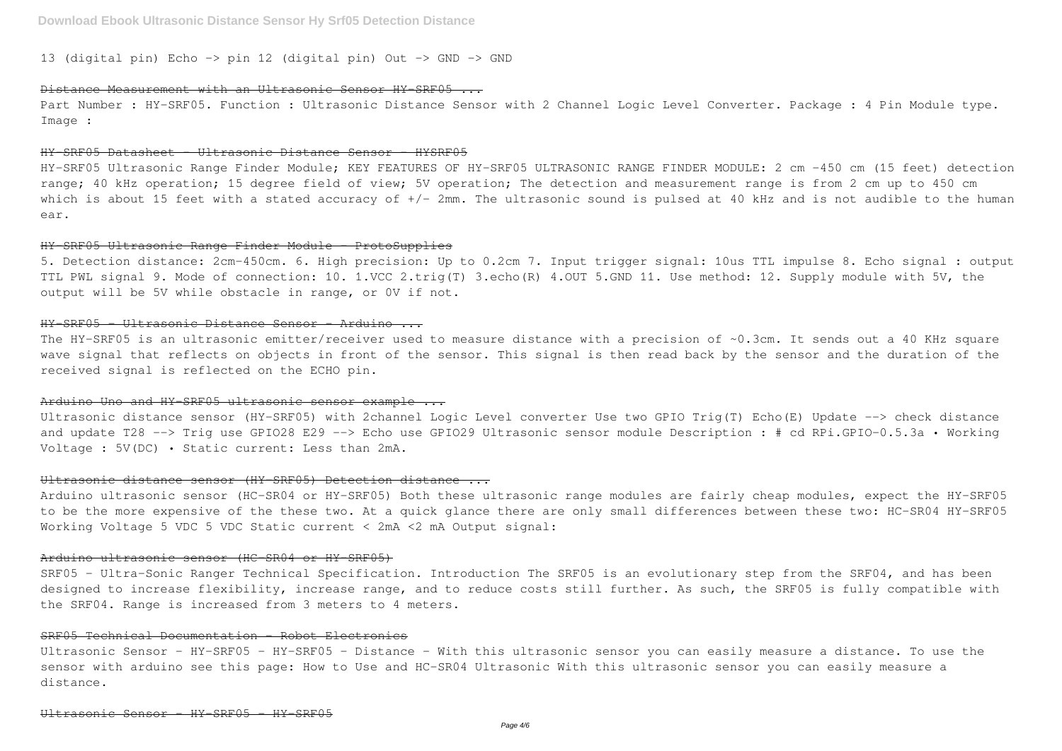13 (digital pin) Echo -> pin 12 (digital pin) Out -> GND -> GND

### Distance Measurement with an Ultrasonic Sensor HY-SRF05 ...

Part Number : HY-SRF05. Function : Ultrasonic Distance Sensor with 2 Channel Logic Level Converter. Package : 4 Pin Module type. Image :

### HY-SRF05 Datasheet - Ultrasonic Distance Sensor - HYSRF05

HY-SRF05 Ultrasonic Range Finder Module; KEY FEATURES OF HY-SRF05 ULTRASONIC RANGE FINDER MODULE: 2 cm -450 cm (15 feet) detection range; 40 kHz operation; 15 degree field of view; 5V operation; The detection and measurement range is from 2 cm up to 450 cm which is about 15 feet with a stated accuracy of +/- 2mm. The ultrasonic sound is pulsed at 40 kHz and is not audible to the human ear.

### HY-SRF05 Ultrasonic Range Finder Module - ProtoSupplies

5. Detection distance: 2cm-450cm. 6. High precision: Up to 0.2cm 7. Input trigger signal: 10us TTL impulse 8. Echo signal : output TTL PWL signal 9. Mode of connection: 10. 1.VCC 2.trig(T) 3.echo(R) 4.OUT 5.GND 11. Use method: 12. Supply module with 5V, the output will be 5V while obstacle in range, or 0V if not.

### HY-SRF05 - Ultrasonic Distance Sensor - Arduino ...

The HY-SRF05 is an ultrasonic emitter/receiver used to measure distance with a precision of ~0.3cm. It sends out a 40 KHz square wave signal that reflects on objects in front of the sensor. This signal is then read back by the sensor and the duration of the received signal is reflected on the ECHO pin.

### Arduino Uno and HY-SRF05 ultrasonic sensor example ...

Ultrasonic distance sensor (HY-SRF05) with 2channel Logic Level converter Use two GPIO Trig(T) Echo(E) Update --> check distance and update T28 --> Trig use GPIO28 E29 --> Echo use GPIO29 Ultrasonic sensor module Description : # cd RPi.GPIO-0.5.3a • Working Voltage : 5V(DC) • Static current: Less than 2mA.

### Ultrasonic distance sensor (HY-SRF05) Detection distance ...

Arduino ultrasonic sensor (HC-SR04 or HY-SRF05) Both these ultrasonic range modules are fairly cheap modules, expect the HY-SRF05 to be the more expensive of the these two. At a quick glance there are only small differences between these two: HC-SR04 HY-SRF05 Working Voltage 5 VDC 5 VDC Static current < 2mA <2 mA Output signal:

### Arduino ultrasonic sensor (HC-SR04 or HY-SRF05)

SRF05 - Ultra-Sonic Ranger Technical Specification. Introduction The SRF05 is an evolutionary step from the SRF04, and has been designed to increase flexibility, increase range, and to reduce costs still further. As such, the SRF05 is fully compatible with the SRF04. Range is increased from 3 meters to 4 meters.

### SRF05 Technical Documentation - Robot Electronics

Ultrasonic Sensor - HY-SRF05 - HY-SRF05 - Distance - With this ultrasonic sensor you can easily measure a distance. To use the sensor with arduino see this page: How to Use and HC-SR04 Ultrasonic With this ultrasonic sensor you can easily measure a distance.

### Ultrasonic Sensor - HY-SRF05 - HY-SRF05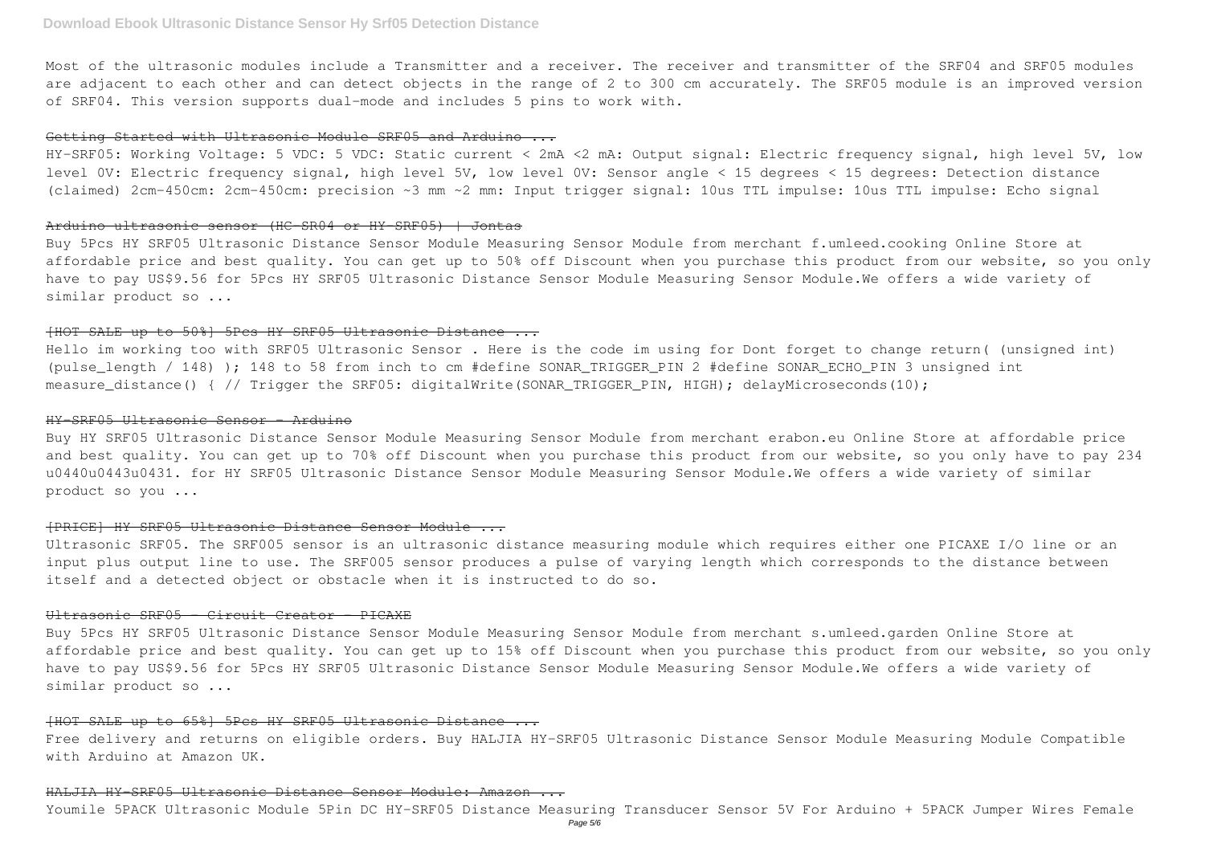Most of the ultrasonic modules include a Transmitter and a receiver. The receiver and transmitter of the SRF04 and SRF05 modules are adjacent to each other and can detect objects in the range of 2 to 300 cm accurately. The SRF05 module is an improved version of SRF04. This version supports dual-mode and includes 5 pins to work with.

### Getting Started with Ultrasonic Module SRF05 and Arduino ...

HY-SRF05: Working Voltage: 5 VDC: 5 VDC: Static current < 2mA <2 mA: Output signal: Electric frequency signal, high level 5V, low level 0V: Electric frequency signal, high level 5V, low level 0V: Sensor angle < 15 degrees < 15 degrees: Detection distance (claimed) 2cm-450cm: 2cm-450cm: precision ~3 mm ~2 mm: Input trigger signal: 10us TTL impulse: 10us TTL impulse: Echo signal

### Arduino ultrasonic sensor (HC-SR04 or HY-SRF05) | Jontas

Buy 5Pcs HY SRF05 Ultrasonic Distance Sensor Module Measuring Sensor Module from merchant f.umleed.cooking Online Store at affordable price and best quality. You can get up to 50% off Discount when you purchase this product from our website, so you only have to pay US$9.56 for 5Pcs HY SRF05 Ultrasonic Distance Sensor Module Measuring Sensor Module.We offers a wide variety of similar product so ...

### [HOT SALE up to 50%] 5Pcs HY SRF05 Ultrasonic Distance ...

Hello im working too with SRF05 Ultrasonic Sensor . Here is the code im using for Dont forget to change return( (unsigned int) (pulse_length / 148) ); 148 to 58 from inch to cm #define SONAR_TRIGGER_PIN 2 #define SONAR_ECHO_PIN 3 unsigned int measure_distance() { // Trigger the SRF05: digitalWrite(SONAR_TRIGGER_PIN, HIGH); delayMicroseconds(10);

### HY-SRF05 Ultrasonic Sensor - Arduino

Buy HY SRF05 Ultrasonic Distance Sensor Module Measuring Sensor Module from merchant erabon.eu Online Store at affordable price and best quality. You can get up to 70% off Discount when you purchase this product from our website, so you only have to pay 234 u0440u0443u0431. for HY SRF05 Ultrasonic Distance Sensor Module Measuring Sensor Module.We offers a wide variety of similar product so you ...

### [PRICE] HY SRF05 Ultrasonic Distance Sensor Module ...

Ultrasonic SRF05. The SRF005 sensor is an ultrasonic distance measuring module which requires either one PICAXE I/O line or an input plus output line to use. The SRF005 sensor produces a pulse of varying length which corresponds to the distance between itself and a detected object or obstacle when it is instructed to do so.

### Ultrasonic SRF05 - Circuit Creator - PICAXE

Buy 5Pcs HY SRF05 Ultrasonic Distance Sensor Module Measuring Sensor Module from merchant s.umleed.garden Online Store at affordable price and best quality. You can get up to 15% off Discount when you purchase this product from our website, so you only have to pay US$9.56 for 5Pcs HY SRF05 Ultrasonic Distance Sensor Module Measuring Sensor Module.We offers a wide variety of similar product so ...

### [HOT SALE up to 65%] 5Pcs HY SRF05 Ultrasonic Distance ...

Free delivery and returns on eligible orders. Buy HALJIA HY-SRF05 Ultrasonic Distance Sensor Module Measuring Module Compatible with Arduino at Amazon UK.

### HALJIA HY-SRF05 Ultrasonic Distance Sensor Module: Amazon ...

Youmile 5PACK Ultrasonic Module 5Pin DC HY-SRF05 Distance Measuring Transducer Sensor 5V For Arduino + 5PACK Jumper Wires Female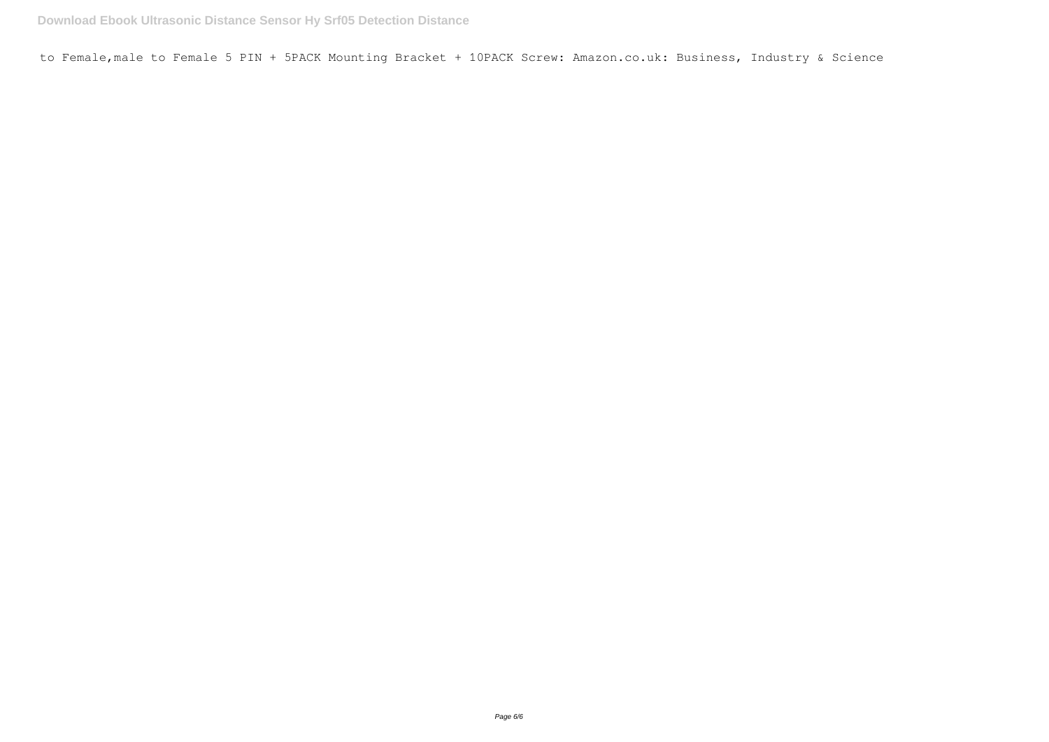to Female,male to Female 5 PIN + 5PACK Mounting Bracket + 10PACK Screw: Amazon.co.uk: Business, Industry & Science